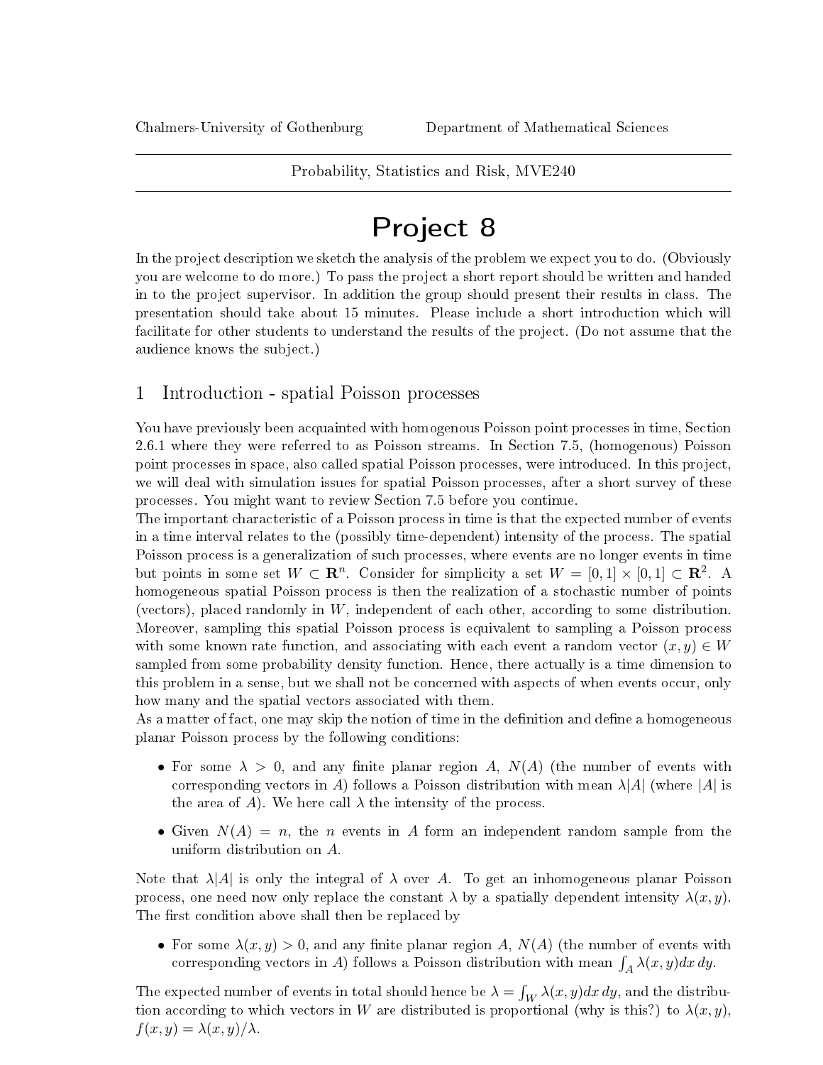Chalmers-University of Gothenburg Department of Mathematical Sciences

Probability, Statistics and Risk, MVE240

# Project 8

In the project description we sketch the analysis of the problem we expect you to do. (Obviously you are welcome to do more.) To pass the project a short report should be written and handed in to the project supervisor. In addition the group should present their results in class. The presentation should take about 15 minutes. Please include a short introduction which will facilitate for other students to understand the results of the project. (Do not assume that the audience knows the subject.)

## 1 Introduction - spatial Poisson processes

You have previously been acquainted with homogenous Poisson point processes in time, Section 2.6.1 where they were referred to as Poisson streams. In Section 7.5, (homogenous) Poisson point processes in space, also called spatial Poisson processes, were introduced. In this project, we will deal with simulation issues for spatial Poisson processes, after a short survey of these processes. You might want to review Section 7.5 before you continue.

The important characteristic of a Poisson process in time is that the expected number of events in a time interval relates to the (possibly time-dependent) intensity of the process. The spatial Poisson process is a generalization of such processes, where events are no longer events in time but points in some set $W \subset \mathbf{R}^n$. Consider for simplicity a set $W = [0,1] \times [0,1] \subset \mathbf{R}^2$. A homogeneous spatial Poisson process is then the realization of a stochastic number of points (vectors), placed randomly in $W$, independent of each other, according to some distribution. Moreover, sampling this spatial Poisson process is equivalent to sampling a Poisson process with some known rate function, and associating with each event a random vector $(x, y) \in W$ sampled from some probability density function. Hence, there actually is a time dimension to this problem in a sense, but we shall not be concerned with aspects of when events occur, only how many and the spatial vectors associated with them.

As a matter of fact, one may skip the notion of time in the definition and define a homogeneous planar Poisson process by the following conditions:

- For some $\lambda > 0$, and any finite planar region $A$, $N(A)$ (the number of events with corresponding vectors in $A$) follows a Poisson distribution with mean $\lambda|A|$ (where $|A|$ is the area of $A$). We here call $\lambda$ the intensity of the process.
- Given $N(A) = n$, the $n$ events in $A$ form an independent random sample from the uniform distribution on $A$.

Note that $\lambda|A|$ is only the integral of $\lambda$ over $A$. To get an inhomogeneous planar Poisson process, one need now only replace the constant $\lambda$ by a spatially dependent intensity $\lambda(x, y)$. The first condition above shall then be replaced by

- For some $\lambda(x, y) > 0$, and any finite planar region $A$, $N(A)$ (the number of events with corresponding vectors in $A$) follows a Poisson distribution with mean $\int_A \lambda(x, y) dx\, dy$.

The expected number of events in total should hence be $\lambda = \int_W \lambda(x, y) dx\, dy$, and the distribution according to which vectors in $W$ are distributed is proportional (why is this?) to $\lambda(x, y)$, $f(x, y) = \lambda(x, y)/\lambda$.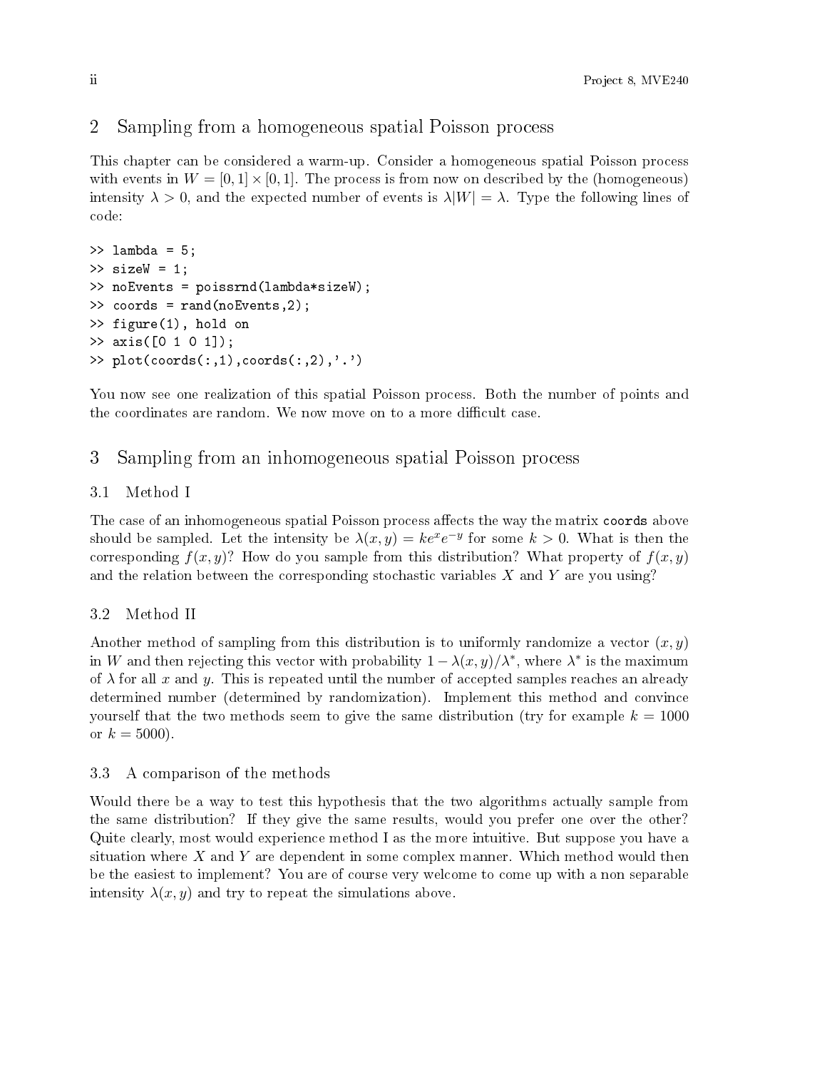## 2 Sampling from a homogeneous spatial Poisson process

This chapter can be considered a warm-up. Consider a homogeneous spatial Poisson process with events in $W = [0, 1] \times [0, 1]$. The process is from now on described by the (homogeneous) intensity $\lambda > 0$, and the expected number of events is $\lambda|W| = \lambda$. Type the following lines of code:

```
>> lambda = 5;
>> sizeW = 1;
>> noEvents = poissrnd(lambda*sizeW);
>> coords = rand(noEvents,2);
>> figure(1), hold on
>> axis([0 1 0 1]);
>> plot(coords(:,1),coords(:,2),'.')
```

You now see one realization of this spatial Poisson process. Both the number of points and the coordinates are random. We now move on to a more difficult case.

## 3 Sampling from an inhomogeneous spatial Poisson process

### 3.1 Method I

The case of an inhomogeneous spatial Poisson process affects the way the matrix coords above should be sampled. Let the intensity be $\lambda(x, y) = ke^x e^{-y}$ for some $k > 0$. What is then the corresponding $f(x, y)$? How do you sample from this distribution? What property of $f(x, y)$ and the relation between the corresponding stochastic variables $X$ and $Y$ are you using?

### 3.2 Method II

Another method of sampling from this distribution is to uniformly randomize a vector $(x, y)$ in $W$ and then rejecting this vector with probability $1 - \lambda(x, y)/\lambda^*$, where $\lambda^*$ is the maximum of $\lambda$ for all $x$ and $y$. This is repeated until the number of accepted samples reaches an already determined number (determined by randomization). Implement this method and convince yourself that the two methods seem to give the same distribution (try for example $k = 1000$ or $k = 5000$).

### 3.3 A comparison of the methods

Would there be a way to test this hypothesis that the two algorithms actually sample from the same distribution? If they give the same results, would you prefer one over the other? Quite clearly, most would experience method I as the more intuitive. But suppose you have a situation where $X$ and $Y$ are dependent in some complex manner. Which method would then be the easiest to implement? You are of course very welcome to come up with a non separable intensity $\lambda(x, y)$ and try to repeat the simulations above.